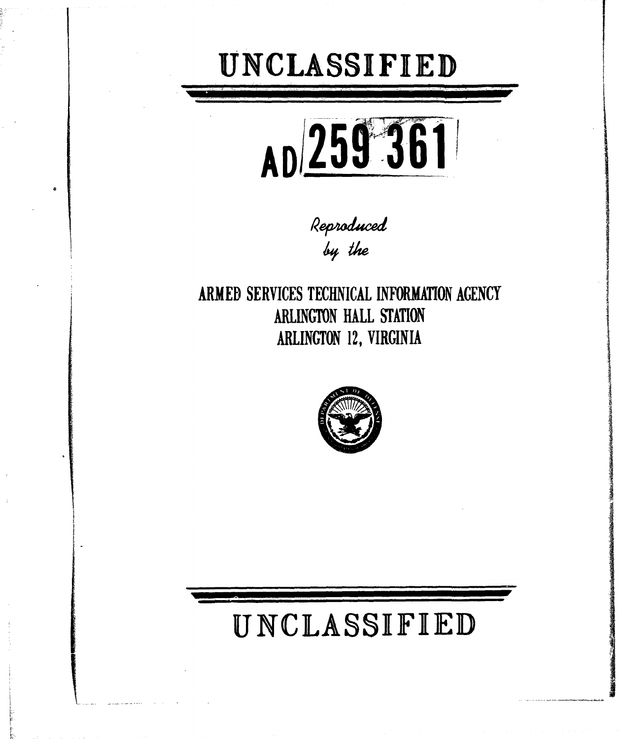# UNCLASSIFIED

# AD 259 361

*Reproduced by the*

ARMED SERVICES TECHNICAL INFORMATION AGENCY
ARLINGTON HALL STATION
ARLINGTON 12, VIRGINIA

# UNCLASSIFIED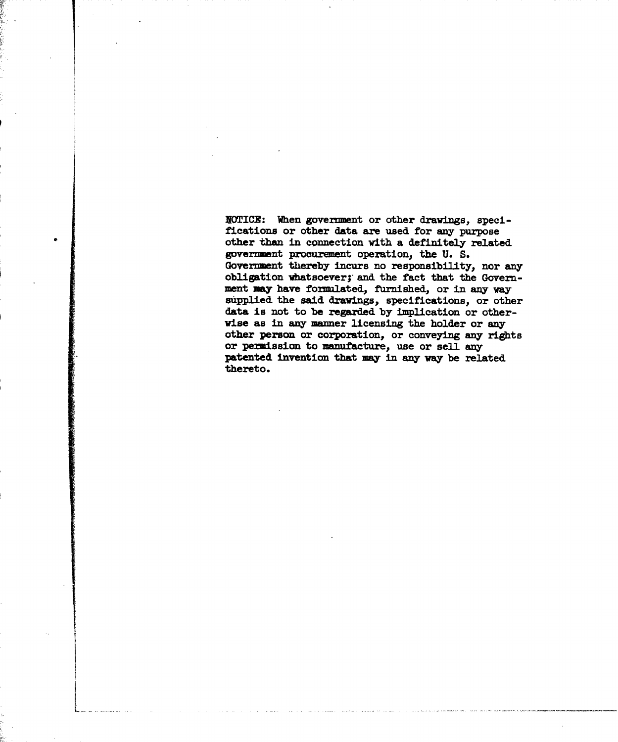NOTICE: When government or other drawings, specifications or other data are used for any purpose other than in connection with a definitely related government procurement operation, the U. S. Government thereby incurs no responsibility, nor any obligation whatsoever; and the fact that the Government may have formulated, furnished, or in any way supplied the said drawings, specifications, or other data is not to be regarded by implication or otherwise as in any manner licensing the holder or any other person or corporation, or conveying any rights or permission to manufacture, use or sell any patented invention that may in any way be related thereto.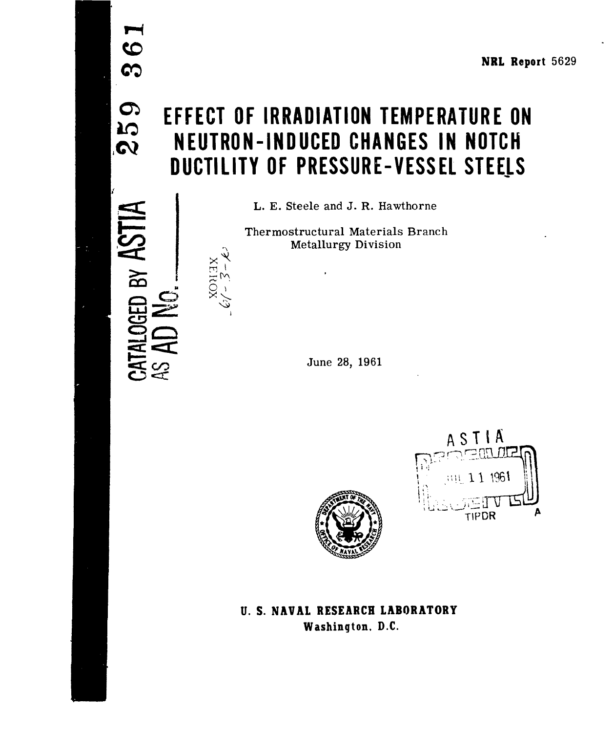NRL Report 5629

# EFFECT OF IRRADIATION TEMPERATURE ON NEUTRON-INDUCED CHANGES IN NOTCH DUCTILITY OF PRESSURE-VESSEL STEELS

L. E. Steele and J. R. Hawthorne

Thermostructural Materials Branch
Metallurgy Division

June 28, 1961

CATALOGED BY ASTIA AS AD No. 259 361

XEROX

ASTIA
JUL 11 1961
TIPDR A

U. S. NAVAL RESEARCH LABORATORY
Washington, D.C.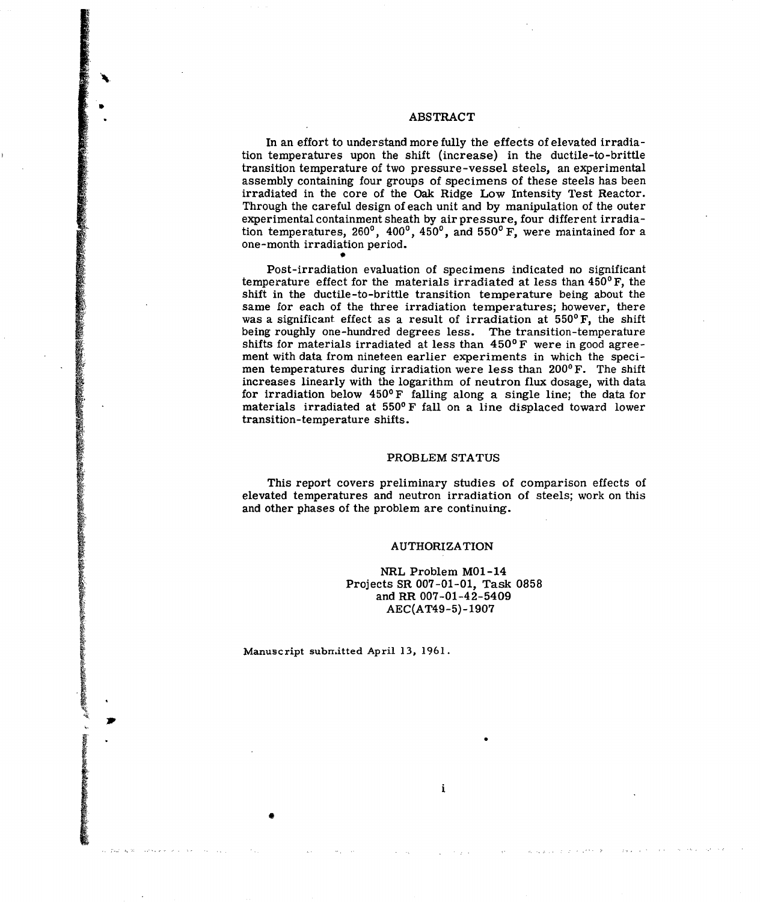## ABSTRACT

In an effort to understand more fully the effects of elevated irradiation temperatures upon the shift (increase) in the ductile-to-brittle transition temperature of two pressure-vessel steels, an experimental assembly containing four groups of specimens of these steels has been irradiated in the core of the Oak Ridge Low Intensity Test Reactor. Through the careful design of each unit and by manipulation of the outer experimental containment sheath by air pressure, four different irradiation temperatures, 260°, 400°, 450°, and 550° F, were maintained for a one-month irradiation period.

Post-irradiation evaluation of specimens indicated no significant temperature effect for the materials irradiated at less than 450° F, the shift in the ductile-to-brittle transition temperature being about the same for each of the three irradiation temperatures; however, there was a significant effect as a result of irradiation at 550° F, the shift being roughly one-hundred degrees less. The transition-temperature shifts for materials irradiated at less than 450° F were in good agreement with data from nineteen earlier experiments in which the specimen temperatures during irradiation were less than 200° F. The shift increases linearly with the logarithm of neutron flux dosage, with data for irradiation below 450° F falling along a single line; the data for materials irradiated at 550° F fall on a line displaced toward lower transition-temperature shifts.

## PROBLEM STATUS

This report covers preliminary studies of comparison effects of elevated temperatures and neutron irradiation of steels; work on this and other phases of the problem are continuing.

## AUTHORIZATION

NRL Problem M01-14
Projects SR 007-01-01, Task 0858
and RR 007-01-42-5409
AEC(AT49-5)-1907

Manuscript submitted April 13, 1961.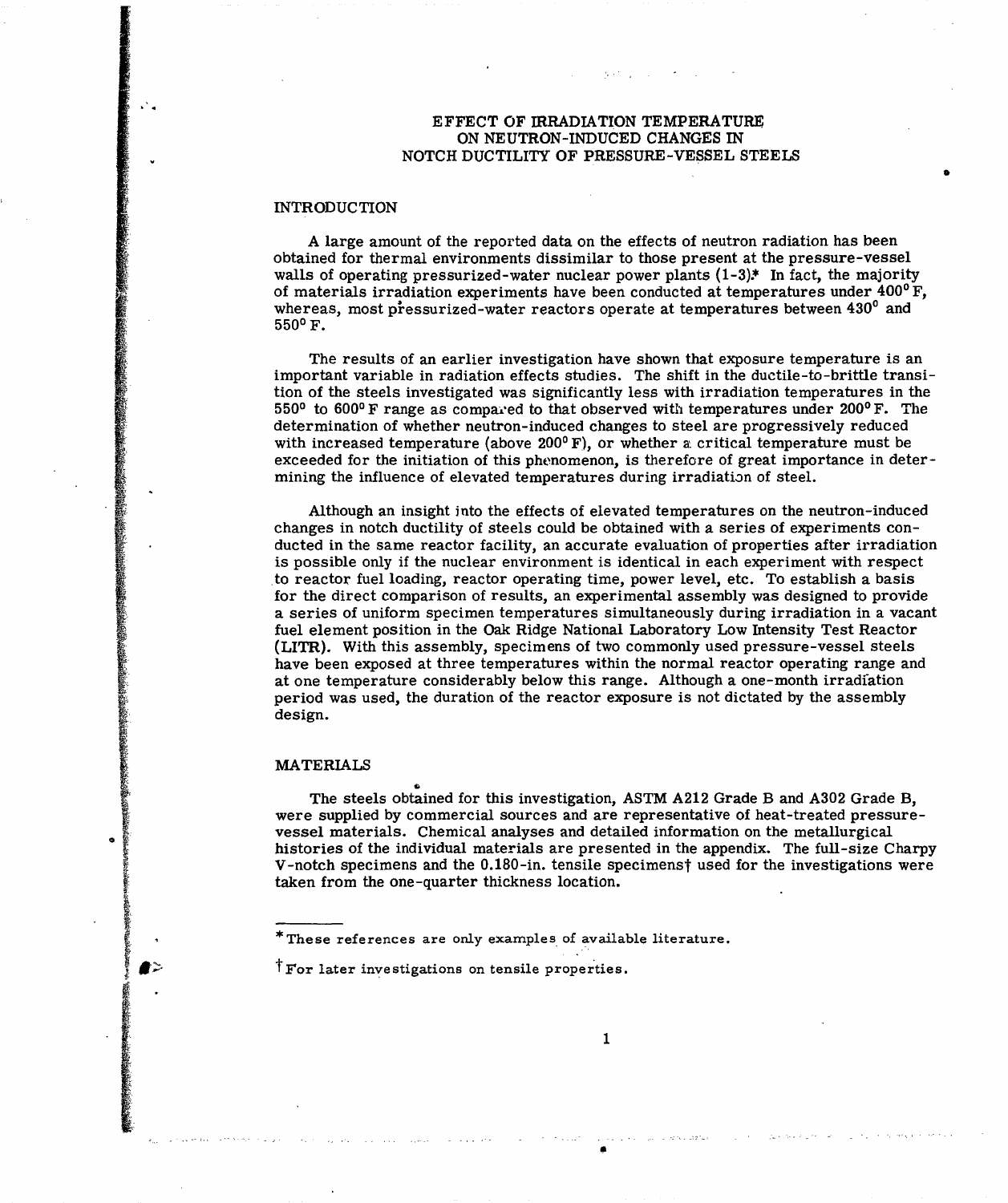# EFFECT OF IRRADIATION TEMPERATURE ON NEUTRON-INDUCED CHANGES IN NOTCH DUCTILITY OF PRESSURE-VESSEL STEELS

## INTRODUCTION

A large amount of the reported data on the effects of neutron radiation has been obtained for thermal environments dissimilar to those present at the pressure-vessel walls of operating pressurized-water nuclear power plants (1-3).* In fact, the majority of materials irradiation experiments have been conducted at temperatures under 400° F, whereas, most pressurized-water reactors operate at temperatures between 430° and 550° F.

The results of an earlier investigation have shown that exposure temperature is an important variable in radiation effects studies. The shift in the ductile-to-brittle transition of the steels investigated was significantly less with irradiation temperatures in the 550° to 600° F range as compared to that observed with temperatures under 200° F. The determination of whether neutron-induced changes to steel are progressively reduced with increased temperature (above 200° F), or whether a critical temperature must be exceeded for the initiation of this phenomenon, is therefore of great importance in determining the influence of elevated temperatures during irradiation of steel.

Although an insight into the effects of elevated temperatures on the neutron-induced changes in notch ductility of steels could be obtained with a series of experiments conducted in the same reactor facility, an accurate evaluation of properties after irradiation is possible only if the nuclear environment is identical in each experiment with respect to reactor fuel loading, reactor operating time, power level, etc. To establish a basis for the direct comparison of results, an experimental assembly was designed to provide a series of uniform specimen temperatures simultaneously during irradiation in a vacant fuel element position in the Oak Ridge National Laboratory Low Intensity Test Reactor (LITR). With this assembly, specimens of two commonly used pressure-vessel steels have been exposed at three temperatures within the normal reactor operating range and at one temperature considerably below this range. Although a one-month irradiation period was used, the duration of the reactor exposure is not dictated by the assembly design.

## MATERIALS

The steels obtained for this investigation, ASTM A212 Grade B and A302 Grade B, were supplied by commercial sources and are representative of heat-treated pressure-vessel materials. Chemical analyses and detailed information on the metallurgical histories of the individual materials are presented in the appendix. The full-size Charpy V-notch specimens and the 0.180-in. tensile specimens† used for the investigations were taken from the one-quarter thickness location.

---

*These references are only examples of available literature.

†For later investigations on tensile properties.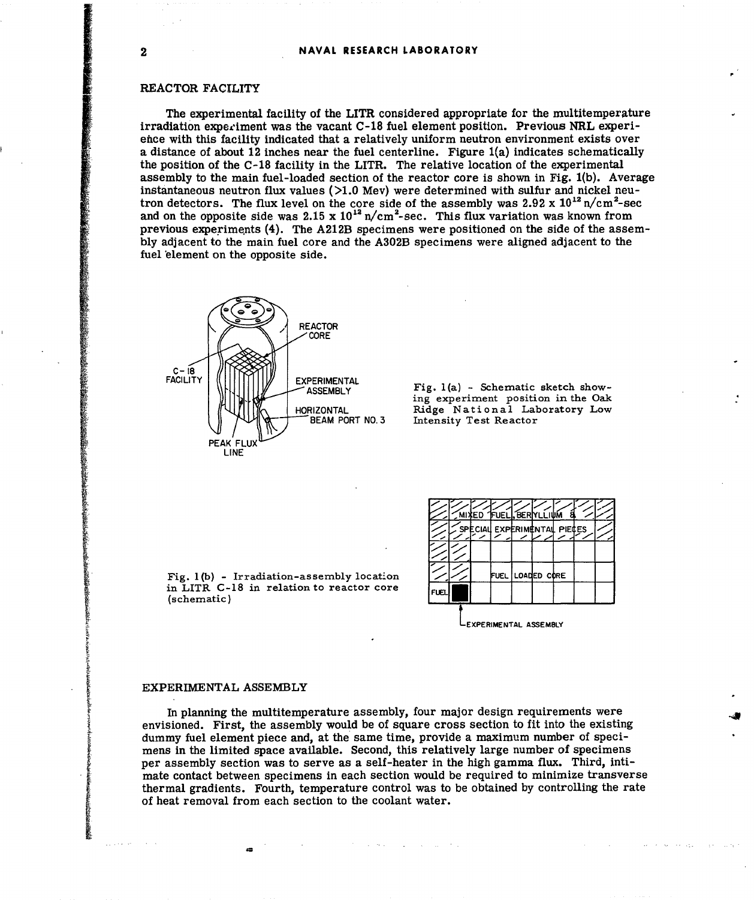## REACTOR FACILITY

The experimental facility of the LITR considered appropriate for the multitemperature irradiation experiment was the vacant C-18 fuel element position. Previous NRL experience with this facility indicated that a relatively uniform neutron environment exists over a distance of about 12 inches near the fuel centerline. Figure 1(a) indicates schematically the position of the C-18 facility in the LITR. The relative location of the experimental assembly to the main fuel-loaded section of the reactor core is shown in Fig. 1(b). Average instantaneous neutron flux values (>1.0 Mev) were determined with sulfur and nickel neutron detectors. The flux level on the core side of the assembly was $2.92 \times 10^{12}$ n/cm$^2$-sec and on the opposite side was $2.15 \times 10^{12}$ n/cm$^2$-sec. This flux variation was known from previous experiments (4). The A212B specimens were positioned on the side of the assembly adjacent to the main fuel core and the A302B specimens were aligned adjacent to the fuel element on the opposite side.

Fig. 1(a) - Schematic sketch showing experiment position in the Oak Ridge National Laboratory Low Intensity Test Reactor

Fig. 1(b) - Irradiation-assembly location in LITR C-18 in relation to reactor core (schematic)

## EXPERIMENTAL ASSEMBLY

In planning the multitemperature assembly, four major design requirements were envisioned. First, the assembly would be of square cross section to fit into the existing dummy fuel element piece and, at the same time, provide a maximum number of specimens in the limited space available. Second, this relatively large number of specimens per assembly section was to serve as a self-heater in the high gamma flux. Third, intimate contact between specimens in each section would be required to minimize transverse thermal gradients. Fourth, temperature control was to be obtained by controlling the rate of heat removal from each section to the coolant water.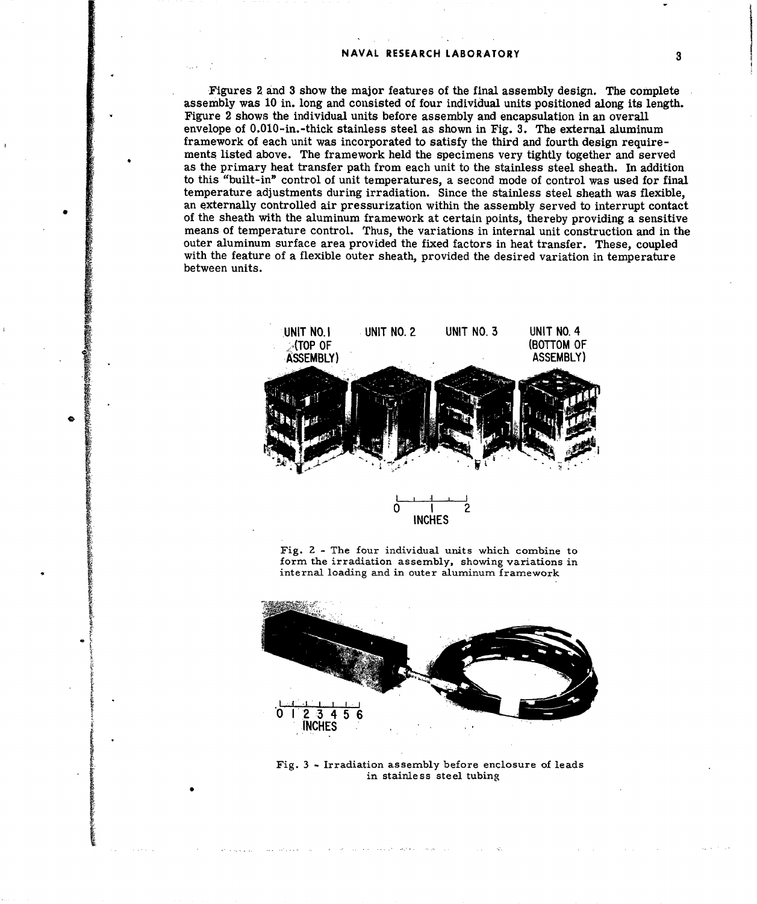Figures 2 and 3 show the major features of the final assembly design. The complete assembly was 10 in. long and consisted of four individual units positioned along its length. Figure 2 shows the individual units before assembly and encapsulation in an overall envelope of 0.010-in.-thick stainless steel as shown in Fig. 3. The external aluminum framework of each unit was incorporated to satisfy the third and fourth design requirements listed above. The framework held the specimens very tightly together and served as the primary heat transfer path from each unit to the stainless steel sheath. In addition to this "built-in" control of unit temperatures, a second mode of control was used for final temperature adjustments during irradiation. Since the stainless steel sheath was flexible, an externally controlled air pressurization within the assembly served to interrupt contact of the sheath with the aluminum framework at certain points, thereby providing a sensitive means of temperature control. Thus, the variations in internal unit construction and in the outer aluminum surface area provided the fixed factors in heat transfer. These, coupled with the feature of a flexible outer sheath, provided the desired variation in temperature between units.

Fig. 2 - The four individual units which combine to form the irradiation assembly, showing variations in internal loading and in outer aluminum framework

Fig. 3 - Irradiation assembly before enclosure of leads in stainless steel tubing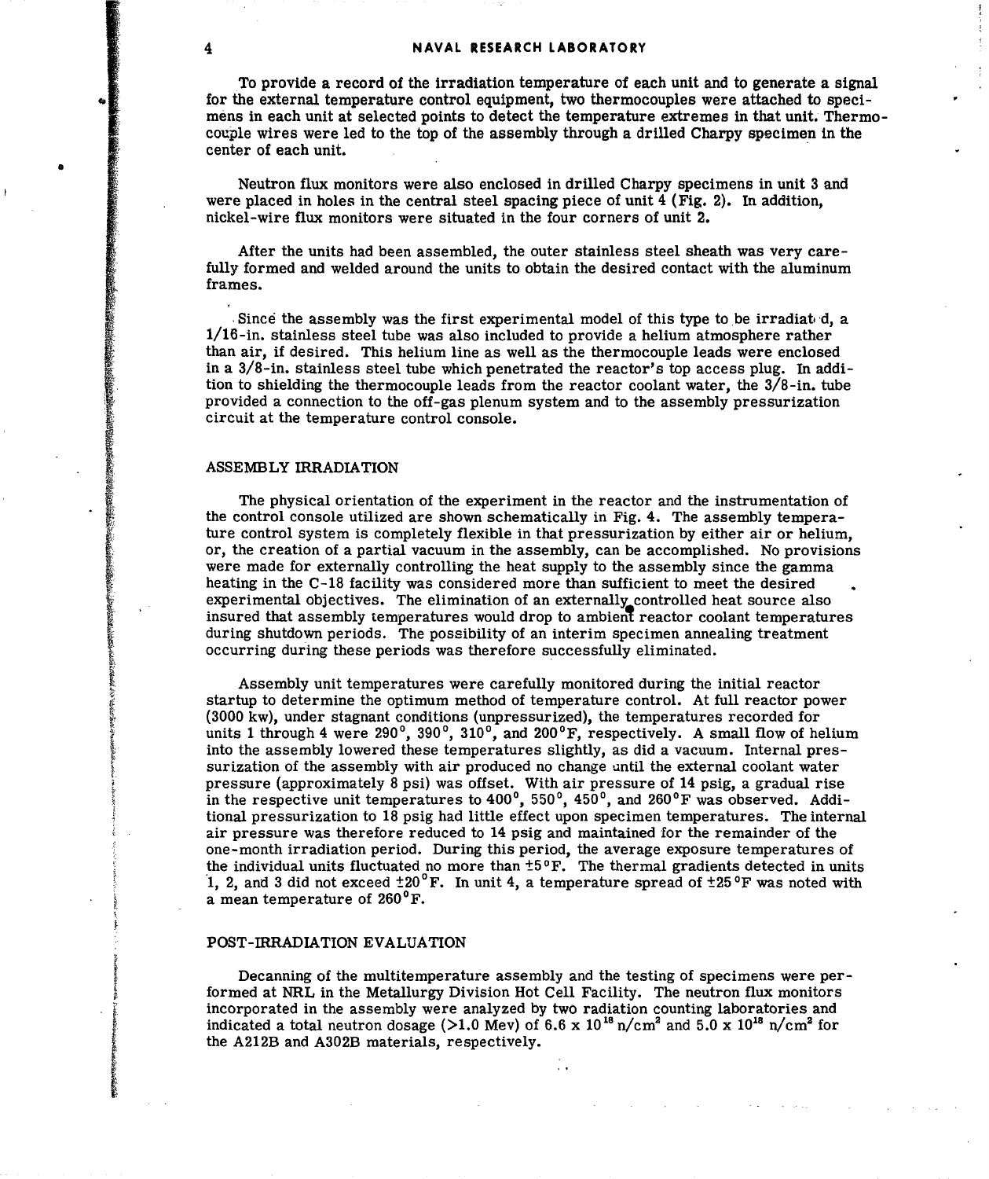To provide a record of the irradiation temperature of each unit and to generate a signal for the external temperature control equipment, two thermocouples were attached to specimens in each unit at selected points to detect the temperature extremes in that unit. Thermocouple wires were led to the top of the assembly through a drilled Charpy specimen in the center of each unit.

Neutron flux monitors were also enclosed in drilled Charpy specimens in unit 3 and were placed in holes in the central steel spacing piece of unit 4 (Fig. 2). In addition, nickel-wire flux monitors were situated in the four corners of unit 2.

After the units had been assembled, the outer stainless steel sheath was very carefully formed and welded around the units to obtain the desired contact with the aluminum frames.

Since the assembly was the first experimental model of this type to be irradiated, a 1/16-in. stainless steel tube was also included to provide a helium atmosphere rather than air, if desired. This helium line as well as the thermocouple leads were enclosed in a 3/8-in. stainless steel tube which penetrated the reactor's top access plug. In addition to shielding the thermocouple leads from the reactor coolant water, the 3/8-in. tube provided a connection to the off-gas plenum system and to the assembly pressurization circuit at the temperature control console.

## ASSEMBLY IRRADIATION

The physical orientation of the experiment in the reactor and the instrumentation of the control console utilized are shown schematically in Fig. 4. The assembly temperature control system is completely flexible in that pressurization by either air or helium, or, the creation of a partial vacuum in the assembly, can be accomplished. No provisions were made for externally controlling the heat supply to the assembly since the gamma heating in the C-18 facility was considered more than sufficient to meet the desired experimental objectives. The elimination of an externally controlled heat source also insured that assembly temperatures would drop to ambient reactor coolant temperatures during shutdown periods. The possibility of an interim specimen annealing treatment occurring during these periods was therefore successfully eliminated.

Assembly unit temperatures were carefully monitored during the initial reactor startup to determine the optimum method of temperature control. At full reactor power (3000 kw), under stagnant conditions (unpressurized), the temperatures recorded for units 1 through 4 were 290°, 390°, 310°, and 200°F, respectively. A small flow of helium into the assembly lowered these temperatures slightly, as did a vacuum. Internal pressurization of the assembly with air produced no change until the external coolant water pressure (approximately 8 psi) was offset. With air pressure of 14 psig, a gradual rise in the respective unit temperatures to 400°, 550°, 450°, and 260°F was observed. Additional pressurization to 18 psig had little effect upon specimen temperatures. The internal air pressure was therefore reduced to 14 psig and maintained for the remainder of the one-month irradiation period. During this period, the average exposure temperatures of the individual units fluctuated no more than ±5°F. The thermal gradients detected in units 1, 2, and 3 did not exceed ±20°F. In unit 4, a temperature spread of ±25°F was noted with a mean temperature of 260°F.

## POST-IRRADIATION EVALUATION

Decanning of the multitemperature assembly and the testing of specimens were performed at NRL in the Metallurgy Division Hot Cell Facility. The neutron flux monitors incorporated in the assembly were analyzed by two radiation counting laboratories and indicated a total neutron dosage (>1.0 Mev) of $6.6 \times 10^{18}$ n/cm$^2$ and $5.0 \times 10^{18}$ n/cm$^2$ for the A212B and A302B materials, respectively.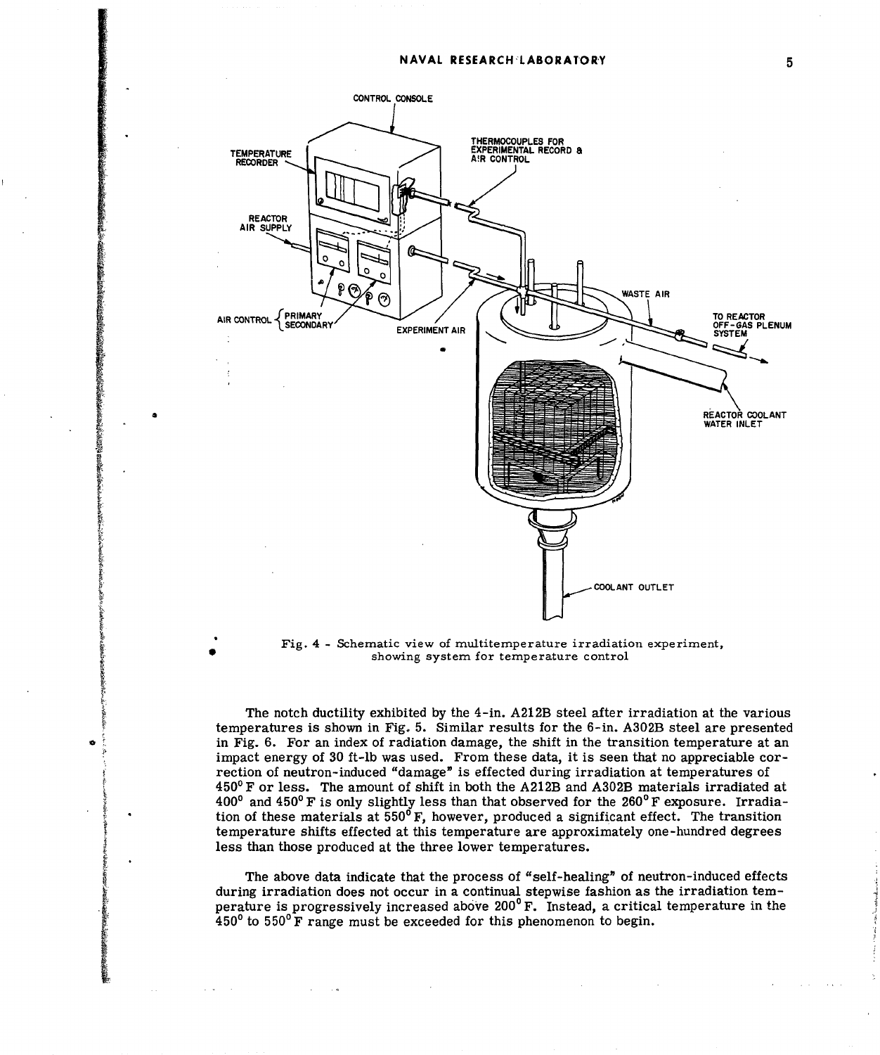Fig. 4 - Schematic view of multitemperature irradiation experiment, showing system for temperature control

The notch ductility exhibited by the 4-in. A212B steel after irradiation at the various temperatures is shown in Fig. 5. Similar results for the 6-in. A302B steel are presented in Fig. 6. For an index of radiation damage, the shift in the transition temperature at an impact energy of 30 ft-lb was used. From these data, it is seen that no appreciable correction of neutron-induced "damage" is effected during irradiation at temperatures of 450°F or less. The amount of shift in both the A212B and A302B materials irradiated at 400° and 450°F is only slightly less than that observed for the 260°F exposure. Irradiation of these materials at 550°F, however, produced a significant effect. The transition temperature shifts effected at this temperature are approximately one-hundred degrees less than those produced at the three lower temperatures.

The above data indicate that the process of "self-healing" of neutron-induced effects during irradiation does not occur in a continual stepwise fashion as the irradiation temperature is progressively increased above 200°F. Instead, a critical temperature in the 450° to 550°F range must be exceeded for this phenomenon to begin.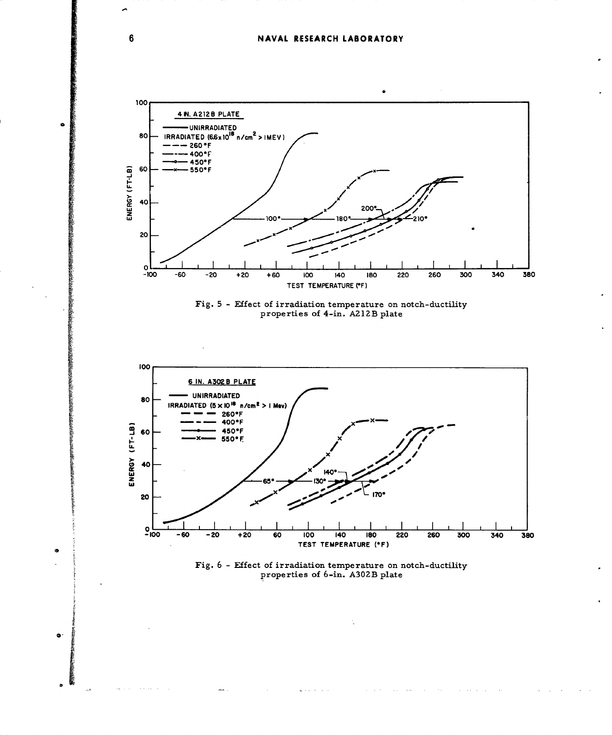Fig. 5 - Effect of irradiation temperature on notch-ductility properties of 4-in. A212B plate

Fig. 6 - Effect of irradiation temperature on notch-ductility properties of 6-in. A302B plate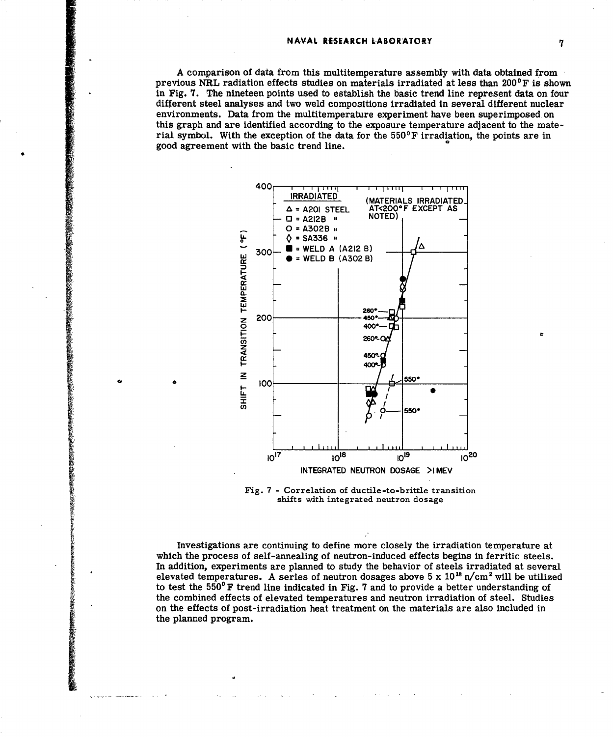A comparison of data from this multitemperature assembly with data obtained from previous NRL radiation effects studies on materials irradiated at less than 200°F is shown in Fig. 7. The nineteen points used to establish the basic trend line represent data on four different steel analyses and two weld compositions irradiated in several different nuclear environments. Data from the multitemperature experiment have been superimposed on this graph and are identified according to the exposure temperature adjacent to the material symbol. With the exception of the data for the 550°F irradiation, the points are in good agreement with the basic trend line.

Fig. 7 - Correlation of ductile-to-brittle transition shifts with integrated neutron dosage

Investigations are continuing to define more closely the irradiation temperature at which the process of self-annealing of neutron-induced effects begins in ferritic steels. In addition, experiments are planned to study the behavior of steels irradiated at several elevated temperatures. A series of neutron dosages above $5 \times 10^{18}$ n/cm$^2$ will be utilized to test the 550°F trend line indicated in Fig. 7 and to provide a better understanding of the combined effects of elevated temperatures and neutron irradiation of steel. Studies on the effects of post-irradiation heat treatment on the materials are also included in the planned program.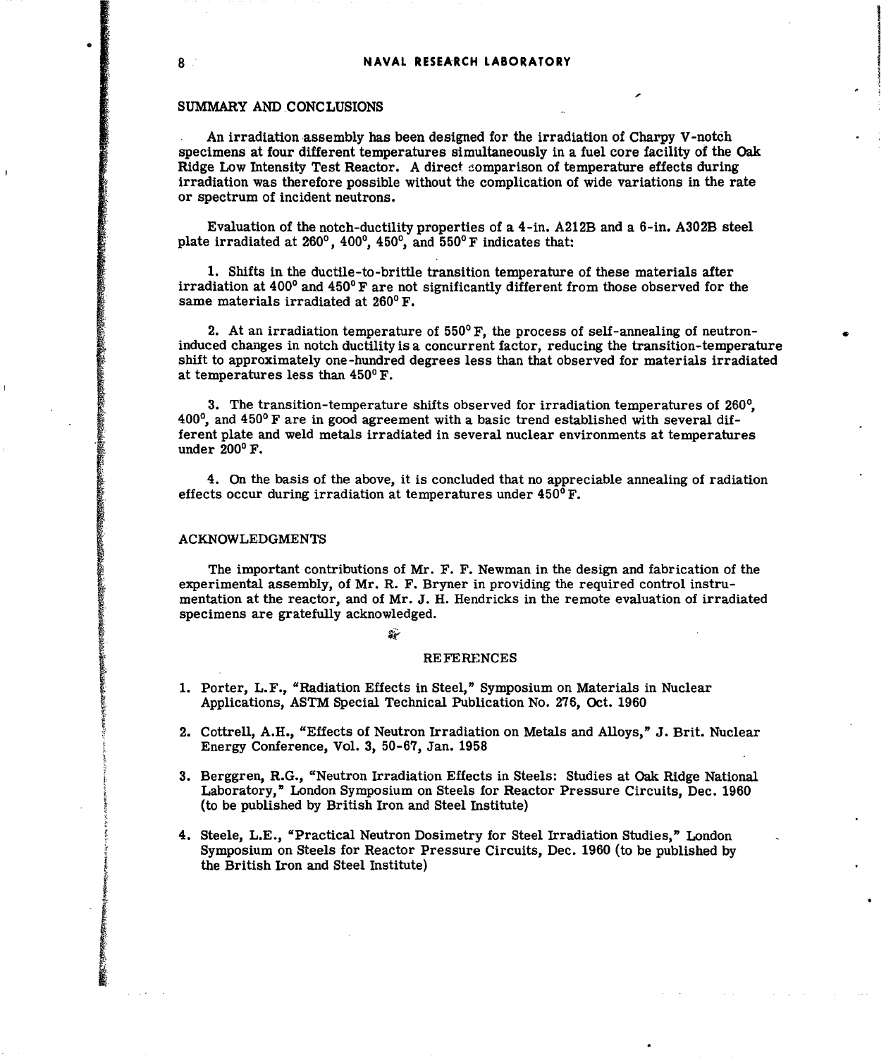## SUMMARY AND CONCLUSIONS

An irradiation assembly has been designed for the irradiation of Charpy V-notch specimens at four different temperatures simultaneously in a fuel core facility of the Oak Ridge Low Intensity Test Reactor. A direct comparison of temperature effects during irradiation was therefore possible without the complication of wide variations in the rate or spectrum of incident neutrons.

Evaluation of the notch-ductility properties of a 4-in. A212B and a 6-in. A302B steel plate irradiated at 260°, 400°, 450°, and 550° F indicates that:

1. Shifts in the ductile-to-brittle transition temperature of these materials after irradiation at 400° and 450° F are not significantly different from those observed for the same materials irradiated at 260° F.

2. At an irradiation temperature of 550° F, the process of self-annealing of neutron-induced changes in notch ductility is a concurrent factor, reducing the transition-temperature shift to approximately one-hundred degrees less than that observed for materials irradiated at temperatures less than 450° F.

3. The transition-temperature shifts observed for irradiation temperatures of 260°, 400°, and 450° F are in good agreement with a basic trend established with several different plate and weld metals irradiated in several nuclear environments at temperatures under 200° F.

4. On the basis of the above, it is concluded that no appreciable annealing of radiation effects occur during irradiation at temperatures under 450° F.

## ACKNOWLEDGMENTS

The important contributions of Mr. F. F. Newman in the design and fabrication of the experimental assembly, of Mr. R. F. Bryner in providing the required control instrumentation at the reactor, and of Mr. J. H. Hendricks in the remote evaluation of irradiated specimens are gratefully acknowledged.

## REFERENCES

1. Porter, L.F., "Radiation Effects in Steel," Symposium on Materials in Nuclear Applications, ASTM Special Technical Publication No. 276, Oct. 1960

2. Cottrell, A.H., "Effects of Neutron Irradiation on Metals and Alloys," J. Brit. Nuclear Energy Conference, Vol. 3, 50-67, Jan. 1958

3. Berggren, R.G., "Neutron Irradiation Effects in Steels: Studies at Oak Ridge National Laboratory," London Symposium on Steels for Reactor Pressure Circuits, Dec. 1960 (to be published by British Iron and Steel Institute)

4. Steele, L.E., "Practical Neutron Dosimetry for Steel Irradiation Studies," London Symposium on Steels for Reactor Pressure Circuits, Dec. 1960 (to be published by the British Iron and Steel Institute)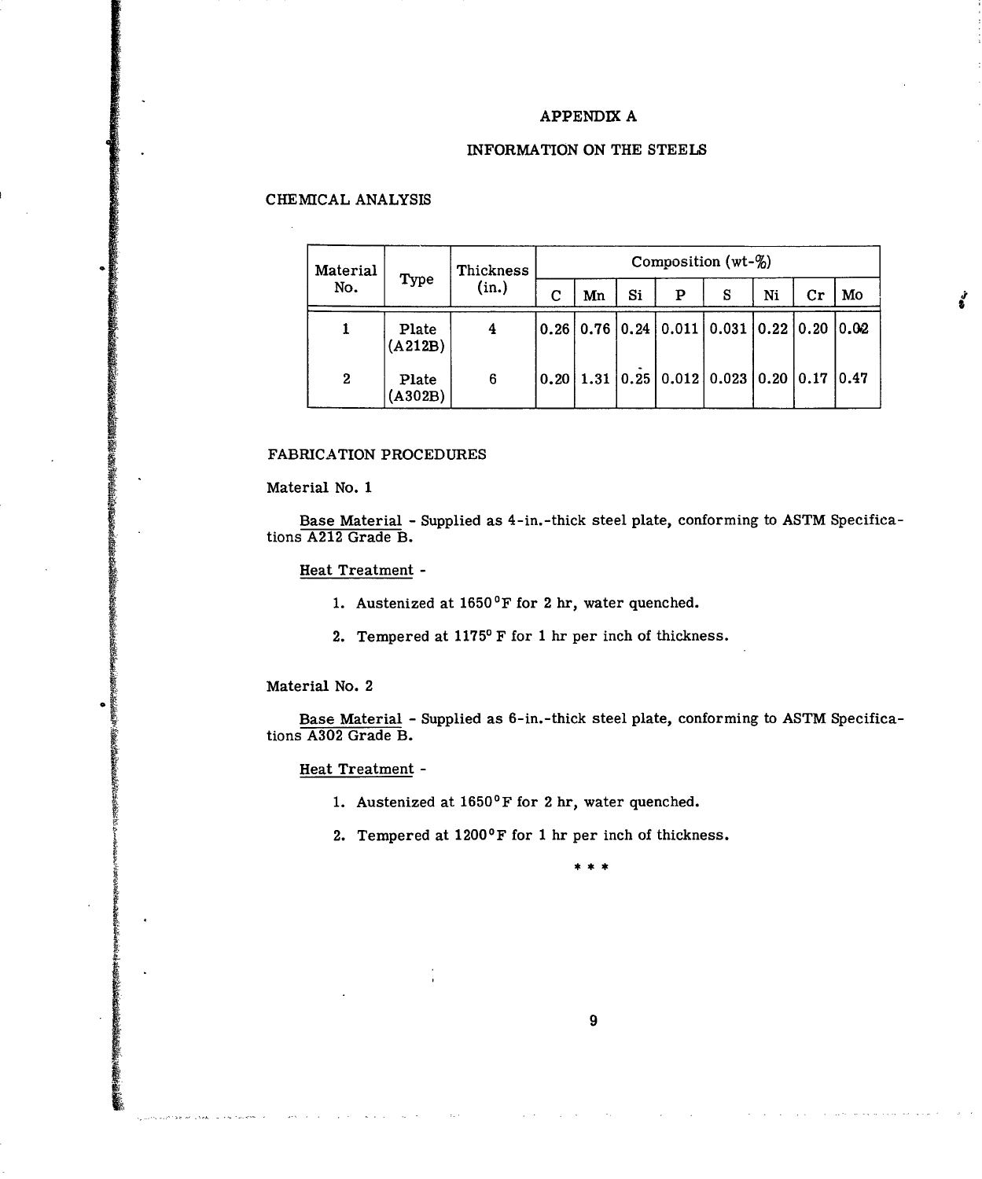# APPENDIX A

## INFORMATION ON THE STEELS

### CHEMICAL ANALYSIS

| Material No. | Type | Thickness (in.) | Composition (wt-%) | | | | | | | |
|---|---|---|---|---|---|---|---|---|---|---|
| | | | C | Mn | Si | P | S | Ni | Cr | Mo |
| 1 | Plate (A212B) | 4 | 0.26 | 0.76 | 0.24 | 0.011 | 0.031 | 0.22 | 0.20 | 0.02 |
| 2 | Plate (A302B) | 6 | 0.20 | 1.31 | 0.25 | 0.012 | 0.023 | 0.20 | 0.17 | 0.47 |

### FABRICATION PROCEDURES

Material No. 1

Base Material - Supplied as 4-in.-thick steel plate, conforming to ASTM Specifications A212 Grade B.

Heat Treatment -

1. Austenized at 1650°F for 2 hr, water quenched.
2. Tempered at 1175° F for 1 hr per inch of thickness.

Material No. 2

Base Material - Supplied as 6-in.-thick steel plate, conforming to ASTM Specifications A302 Grade B.

Heat Treatment -

1. Austenized at 1650°F for 2 hr, water quenched.
2. Tempered at 1200°F for 1 hr per inch of thickness.

\* \* \*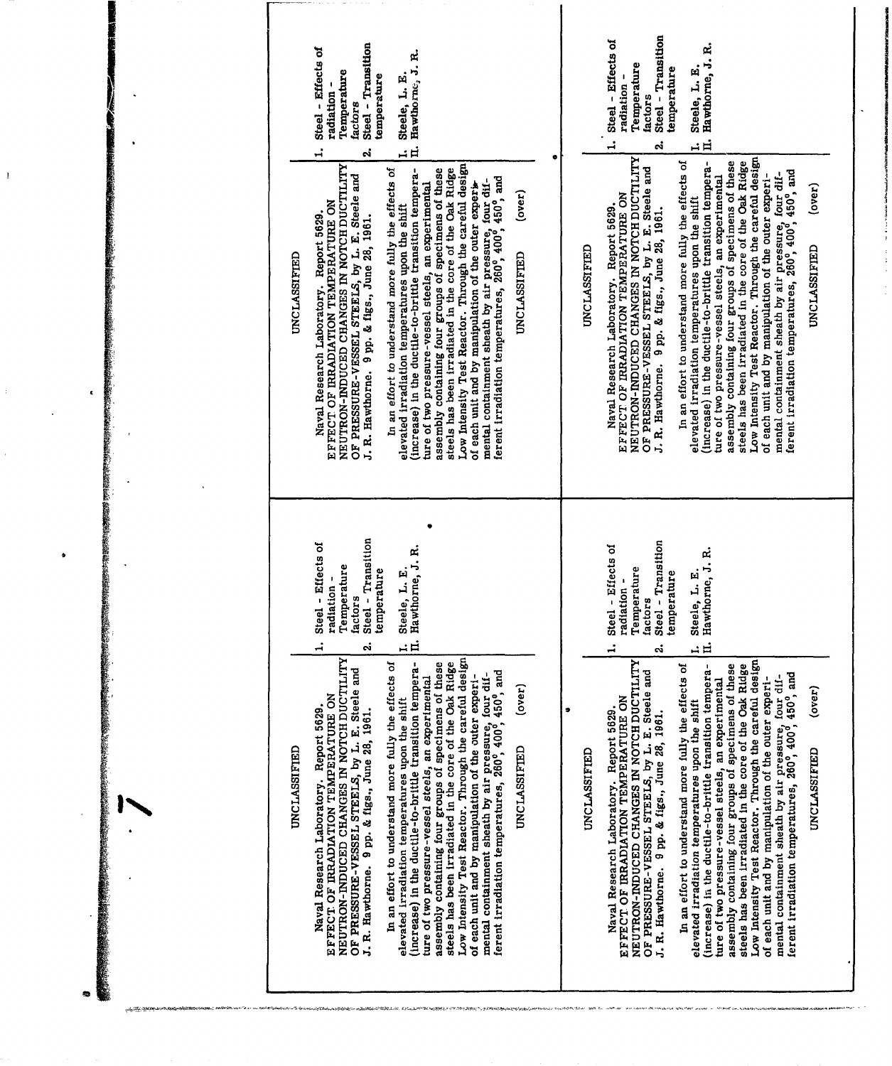UNCLASSIFIED

Naval Research Laboratory. Report 5629.
EFFECT OF IRRADIATION TEMPERATURE ON NEUTRON-INDUCED CHANGES IN NOTCH DUCTILITY OF PRESSURE-VESSEL STEELS, by L. E. Steele and J. R. Hawthorne. 9 pp. & figs., June 28, 1961.

In an effort to understand more fully the effects of elevated irradiation temperatures upon the shift (increase) in the ductile-to-brittle transition temperature of two pressure-vessel steels, an experimental assembly containing four groups of specimens of these steels has been irradiated in the core of the Oak Ridge Low Intensity Test Reactor. Through the careful design of each unit and by manipulation of the outer experimental containment sheath by air pressure, four different irradiation temperatures, 260°, 400°, 450°, and

(over)

UNCLASSIFIED

1. Steel - Effects of radiation - Temperature factors
2. Steel - Transition temperature

I. Steele, L. E.
II. Hawthorne, J. R.

---

UNCLASSIFIED

Naval Research Laboratory. Report 5629.
EFFECT OF IRRADIATION TEMPERATURE ON NEUTRON-INDUCED CHANGES IN NOTCH DUCTILITY OF PRESSURE-VESSEL STEELS, by L. E. Steele and J. R. Hawthorne. 9 pp. & figs., June 28, 1961.

In an effort to understand more fully the effects of elevated irradiation temperatures upon the shift (increase) in the ductile-to-brittle transition temperature of two pressure-vessel steels, an experimental assembly containing four groups of specimens of these steels has been irradiated in the core of the Oak Ridge Low Intensity Test Reactor. Through the careful design of each unit and by manipulation of the outer experimental containment sheath by air pressure, four different irradiation temperatures, 260°, 400°, 450°, and

(over)

UNCLASSIFIED

1. Steel - Effects of radiation - Temperature factors
2. Steel - Transition temperature

I. Steele, L. E.
II. Hawthorne, J. R.

---

UNCLASSIFIED

Naval Research Laboratory. Report 5629.
EFFECT OF IRRADIATION TEMPERATURE ON NEUTRON-INDUCED CHANGES IN NOTCH DUCTILITY OF PRESSURE-VESSEL STEELS, by L. E. Steele and J. R. Hawthorne. 9 pp. & figs., June 28, 1961.

In an effort to understand more fully the effects of elevated irradiation temperatures upon the shift (increase) in the ductile-to-brittle transition temperature of two pressure-vessel steels, an experimental assembly containing four groups of specimens of these steels has been irradiated in the core of the Oak Ridge Low Intensity Test Reactor. Through the careful design of each unit and by manipulation of the outer experimental containment sheath by air pressure, four different irradiation temperatures, 260°, 400°, 450°, and

(over)

UNCLASSIFIED

1. Steel - Effects of radiation - Temperature factors
2. Steel - Transition temperature

I. Steele, L. E.
II. Hawthorne, J. R.

---

UNCLASSIFIED

Naval Research Laboratory. Report 5629.
EFFECT OF IRRADIATION TEMPERATURE ON NEUTRON-INDUCED CHANGES IN NOTCH DUCTILITY OF PRESSURE-VESSEL STEELS, by L. E. Steele and J. R. Hawthorne. 9 pp. & figs., June 28, 1961.

In an effort to understand more fully the effects of elevated irradiation temperatures upon the shift (increase) in the ductile-to-brittle transition temperature of two pressure-vessel steels, an experimental assembly containing four groups of specimens of these steels has been irradiated in the core of the Oak Ridge Low Intensity Test Reactor. Through the careful design of each unit and by manipulation of the outer experimental containment sheath by air pressure, four different irradiation temperatures, 260°, 400°, 450°, and

(over)

UNCLASSIFIED

1. Steel - Effects of radiation - Temperature factors
2. Steel - Transition temperature

I. Steele, L. E.
II. Hawthorne, J. R.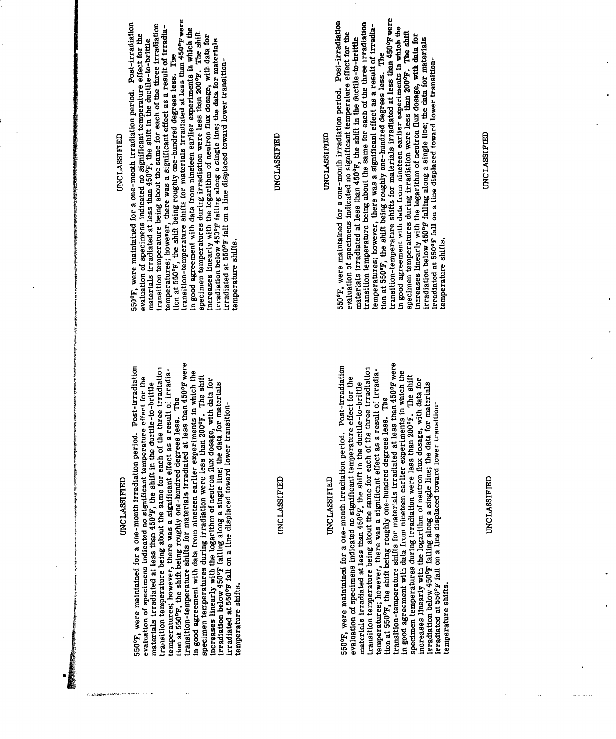UNCLASSIFIED

550°F, were maintained for a one-month irradiation period. Post-irradiation evaluation of specimens indicated no significant temperature effect for the materials irradiated at less than 450°F, the shift in the ductile-to-brittle transition temperature being about the same for each of the three irradiation temperatures; however, there was a significant effect as a result of irradiation at 550°F, the shift being roughly one-hundred degrees less. The transition-temperature shifts for materials irradiated at less than 450°F were in good agreement with data from nineteen earlier experiments in which the specimen temperatures during irradiation were less than 200°F. The shift increases linearly with the logarithm of neutron flux dosage, with data for irradiation below 450°F falling along a single line; the data for materials irradiated at 550°F fall on a line displaced toward lower transition-temperature shifts.

UNCLASSIFIED

UNCLASSIFIED

550°F, were maintained for a one-month irradiation period. Post-irradiation evaluation of specimens indicated no significant temperature effect for the materials irradiated at less than 450°F, the shift in the ductile-to-brittle transition temperature being about the same for each of the three irradiation temperatures; however, there was a significant effect as a result of irradiation at 550°F, the shift being roughly one-hundred degrees less. The transition-temperature shifts for materials irradiated at less than 450°F were in good agreement with data from nineteen earlier experiments in which the specimen temperatures during irradiation were less than 200°F. The shift increases linearly with the logarithm of neutron flux dosage, with data for irradiation below 450°F falling along a single line; the data for materials irradiated at 550°F fall on a line displaced toward lower transition-temperature shifts.

UNCLASSIFIED

UNCLASSIFIED

550°F, were maintained for a one-month irradiation period. Post-irradiation evaluation of specimens indicated no significant temperature effect for the materials irradiated at less than 450°F, the shift in the ductile-to-brittle transition temperature being about the same for each of the three irradiation temperatures; however, there was a significant effect as a result of irradiation at 550°F, the shift being roughly one-hundred degrees less. The transition-temperature shifts for materials irradiated at less than 450°F were in good agreement with data from nineteen earlier experiments in which the specimen temperatures during irradiation were less than 200°F. The shift increases linearly with the logarithm of neutron flux dosage, with data for irradiation below 450°F falling along a single line; the data for materials irradiated at 550°F fall on a line displaced toward lower transition-temperature shifts.

UNCLASSIFIED

UNCLASSIFIED

550°F, were maintained for a one-month irradiation period. Post-irradiation evaluation of specimens indicated no significant temperature effect for the materials irradiated at less than 450°F, the shift in the ductile-to-brittle transition temperature being about the same for each of the three irradiation temperatures; however, there was a significant effect as a result of irradiation at 550°F, the shift being roughly one-hundred degrees less. The transition-temperature shifts for materials irradiated at less than 450°F were in good agreement with data from nineteen earlier experiments in which the specimen temperatures during irradiation were less than 200°F. The shift increases linearly with the logarithm of neutron flux dosage, with data for irradiation below 450°F falling along a single line; the data for materials irradiated at 550°F fall on a line displaced toward lower transition-temperature shifts.

UNCLASSIFIED